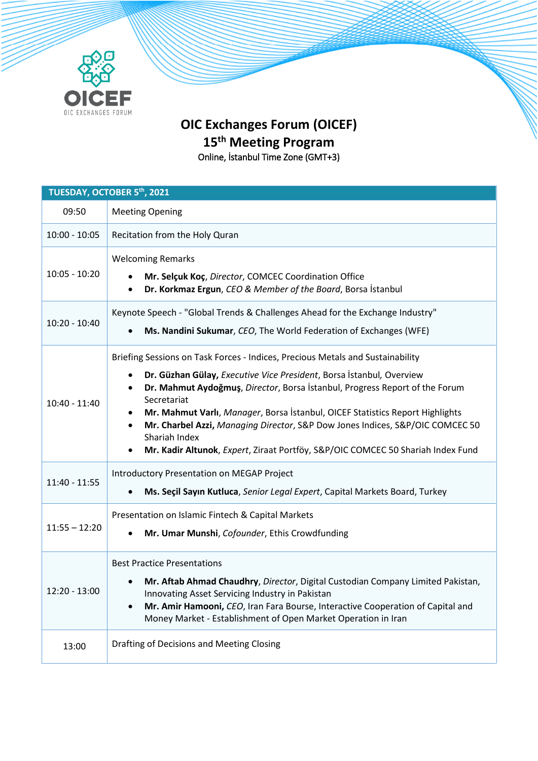OICEF
OIC EXCHANGES FORUM

# OIC Exchanges Forum (OICEF)
## 15th Meeting Program

Online, İstanbul Time Zone (GMT+3)

| TUESDAY, OCTOBER 5th, 2021 | |
|---|---|
| 09:50 | Meeting Opening |
| 10:00 - 10:05 | Recitation from the Holy Quran |
| 10:05 - 10:20 | Welcoming Remarks<br>• **Mr. Selçuk Koç**, *Director*, COMCEC Coordination Office<br>• **Dr. Korkmaz Ergun**, *CEO & Member of the Board*, Borsa İstanbul |
| 10:20 - 10:40 | Keynote Speech - "Global Trends & Challenges Ahead for the Exchange Industry"<br>• **Ms. Nandini Sukumar**, *CEO*, The World Federation of Exchanges (WFE) |
| 10:40 - 11:40 | Briefing Sessions on Task Forces - Indices, Precious Metals and Sustainability<br>• **Dr. Güzhan Gülay,** *Executive Vice President*, Borsa İstanbul*,* Overview<br>• **Dr. Mahmut Aydoğmuş**, *Director*, Borsa İstanbul, Progress Report of the Forum Secretariat<br>• **Mr. Mahmut Varlı**, *Manager*, Borsa İstanbul, OICEF Statistics Report Highlights<br>• **Mr. Charbel Azzi,** *Managing Director*, S&P Dow Jones Indices, S&P/OIC COMCEC 50 Shariah Index<br>• **Mr. Kadir Altunok**, *Expert*, Ziraat Portföy, S&P/OIC COMCEC 50 Shariah Index Fund |
| 11:40 - 11:55 | Introductory Presentation on MEGAP Project<br>• **Ms. Seçil Sayın Kutluca**, *Senior Legal Expert*, Capital Markets Board, Turkey |
| 11:55 – 12:20 | Presentation on Islamic Fintech & Capital Markets<br>• **Mr. Umar Munshi**, *Cofounder*, Ethis Crowdfunding |
| 12:20 - 13:00 | Best Practice Presentations<br>• **Mr. Aftab Ahmad Chaudhry**, *Director*, Digital Custodian Company Limited Pakistan, Innovating Asset Servicing Industry in Pakistan<br>• **Mr. Amir Hamooni,** *CEO*, Iran Fara Bourse, Interactive Cooperation of Capital and Money Market - Establishment of Open Market Operation in Iran |
| 13:00 | Drafting of Decisions and Meeting Closing |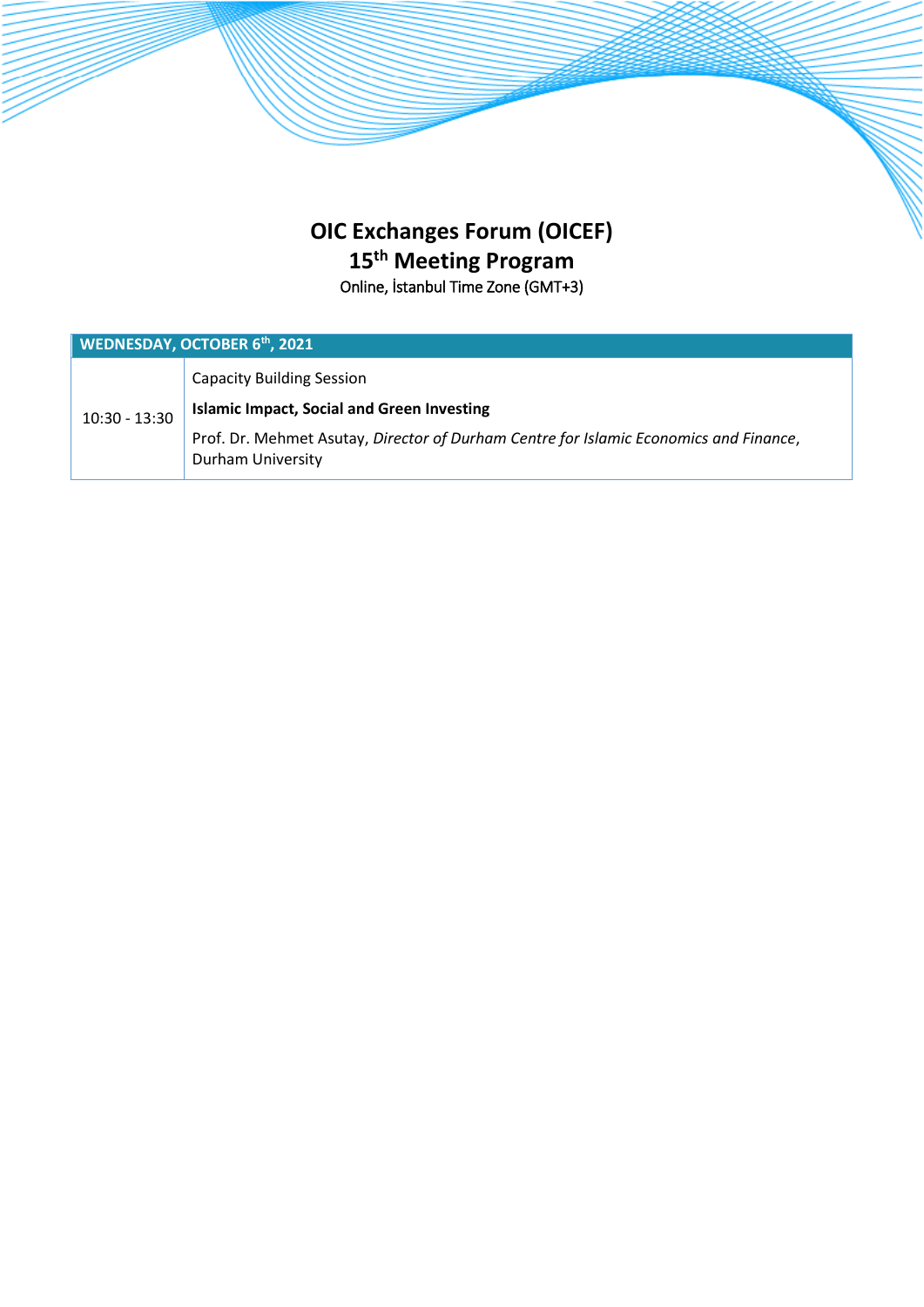# OIC Exchanges Forum (OICEF)

## 15th Meeting Program

Online, İstanbul Time Zone (GMT+3)

| WEDNESDAY, OCTOBER 6th, 2021 | |
|---|---|
| 10:30 - 13:30 | Capacity Building Session<br>**Islamic Impact, Social and Green Investing**<br>Prof. Dr. Mehmet Asutay, *Director of Durham Centre for Islamic Economics and Finance*, Durham University |